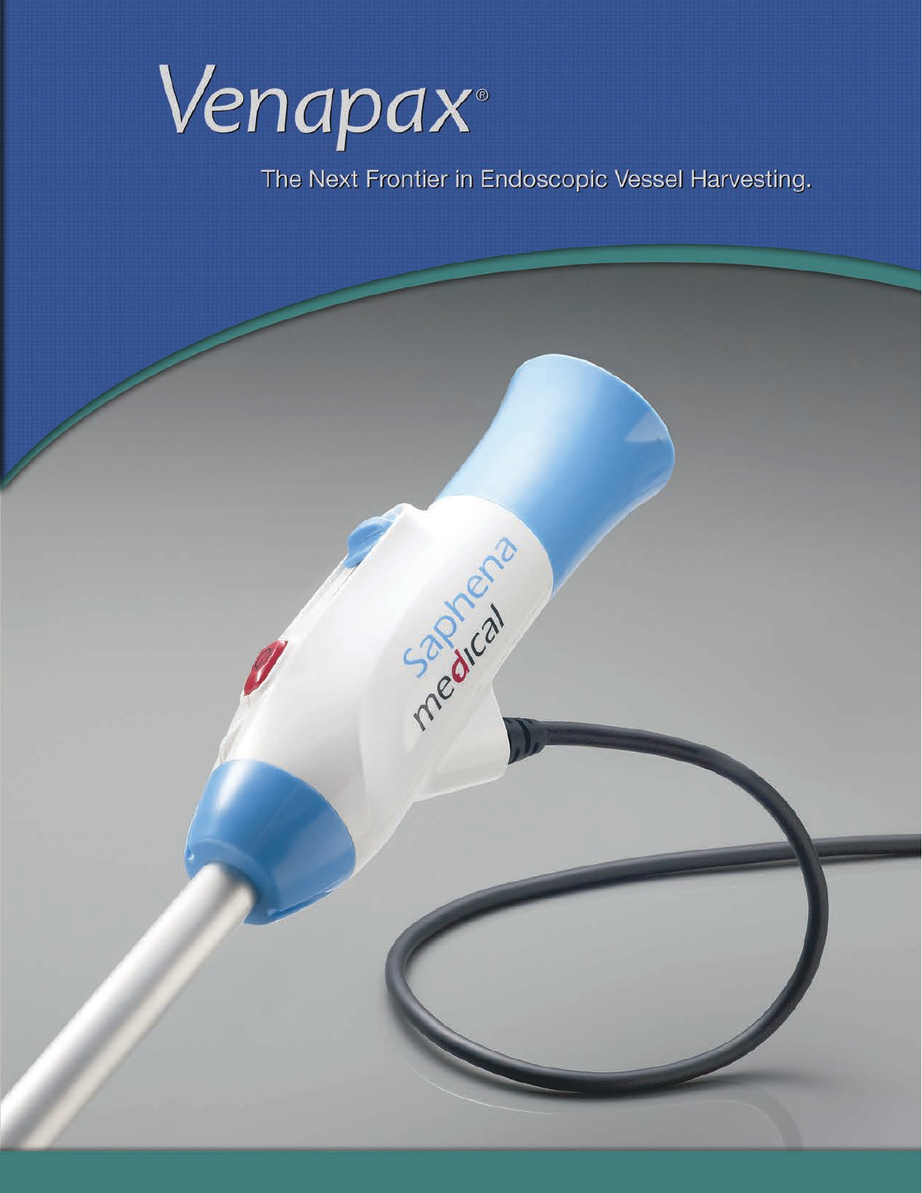# Venapax®

The Next Frontier in Endoscopic Vessel Harvesting.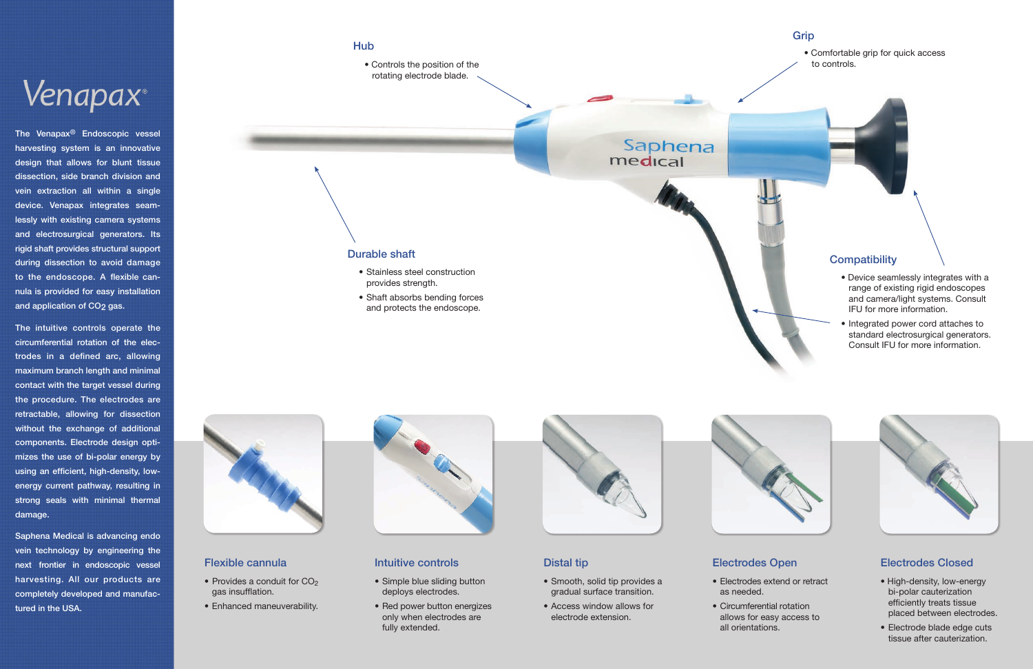# Venapax®

The Venapax® Endoscopic vessel harvesting system is an innovative design that allows for blunt tissue dissection, side branch division and vein extraction all within a single device. Venapax integrates seamlessly with existing camera systems and electrosurgical generators. Its rigid shaft provides structural support during dissection to avoid damage to the endoscope. A flexible cannula is provided for easy installation and application of $CO_2$ gas.

The intuitive controls operate the circumferential rotation of the electrodes in a defined arc, allowing maximum branch length and minimal contact with the target vessel during the procedure. The electrodes are retractable, allowing for dissection without the exchange of additional components. Electrode design optimizes the use of bi-polar energy by using an efficient, high-density, low-energy current pathway, resulting in strong seals with minimal thermal damage.

Saphena Medical is advancing endo vein technology by engineering the next frontier in endoscopic vessel harvesting. All our products are completely developed and manufactured in the USA.

## Hub

- Controls the position of the rotating electrode blade.

## Grip

- Comfortable grip for quick access to controls.

## Durable shaft

- Stainless steel construction provides strength.
- Shaft absorbs bending forces and protects the endoscope.

## Compatibility

- Device seamlessly integrates with a range of existing rigid endoscopes and camera/light systems. Consult IFU for more information.
- Integrated power cord attaches to standard electrosurgical generators. Consult IFU for more information.

## Flexible cannula

- Provides a conduit for $CO_2$ gas insufflation.
- Enhanced maneuverability.

## Intuitive controls

- Simple blue sliding button deploys electrodes.
- Red power button energizes only when electrodes are fully extended.

## Distal tip

- Smooth, solid tip provides a gradual surface transition.
- Access window allows for electrode extension.

## Electrodes Open

- Electrodes extend or retract as needed.
- Circumferential rotation allows for easy access to all orientations.

## Electrodes Closed

- High-density, low-energy bi-polar cauterization efficiently treats tissue placed between electrodes.
- Electrode blade edge cuts tissue after cauterization.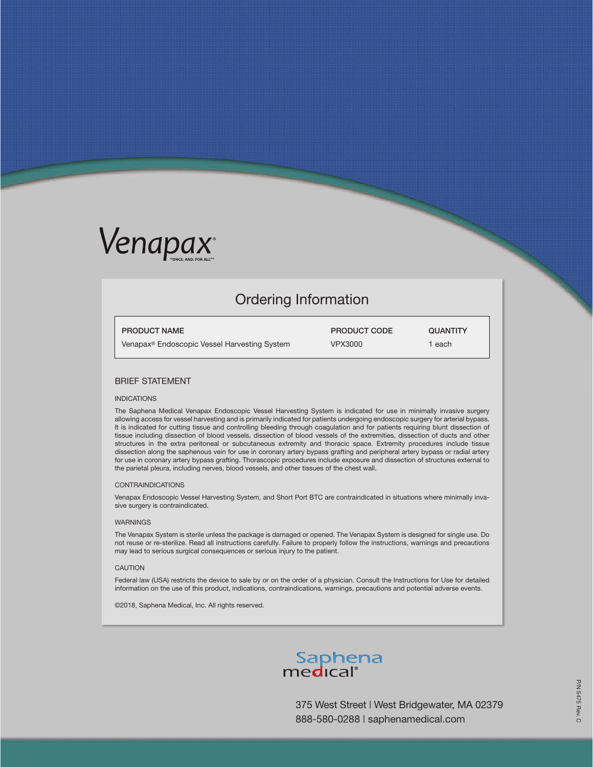Venapax®

"ONCE. AND. FOR ALL"™

## Ordering Information

| PRODUCT NAME | PRODUCT CODE | QUANTITY |
| --- | --- | --- |
| Venapax® Endoscopic Vessel Harvesting System | VPX3000 | 1 each |

### BRIEF STATEMENT

#### INDICATIONS

The Saphena Medical Venapax Endoscopic Vessel Harvesting System is indicated for use in minimally invasive surgery allowing access for vessel harvesting and is primarily indicated for patients undergoing endoscopic surgery for arterial bypass. It is indicated for cutting tissue and controlling bleeding through coagulation and for patients requiring blunt dissection of tissue including dissection of blood vessels, dissection of blood vessels of the extremities, dissection of ducts and other structures in the extra peritoneal or subcutaneous extremity and thoracic space. Extremity procedures include tissue dissection along the saphenous vein for use in coronary artery bypass grafting and peripheral artery bypass or radial artery for use in coronary artery bypass grafting. Thorascopic procedures include exposure and dissection of structures external to the parietal pleura, including nerves, blood vessels, and other tissues of the chest wall.

#### CONTRAINDICATIONS

Venapax Endoscopic Vessel Harvesting System, and Short Port BTC are contraindicated in situations where minimally invasive surgery is contraindicated.

#### WARNINGS

The Venapax System is sterile unless the package is damaged or opened. The Venapax System is designed for single use. Do not reuse or re-sterilize. Read all instructions carefully. Failure to properly follow the instructions, warnings and precautions may lead to serious surgical consequences or serious injury to the patient.

#### CAUTION

Federal law (USA) restricts the device to sale by or on the order of a physician. Consult the Instructions for Use for detailed information on the use of this product, indications, contraindications, warnings, precautions and potential adverse events.

©2018, Saphena Medical, Inc. All rights reserved.

Saphena medical®

375 West Street | West Bridgewater, MA 02379
888-580-0288 | saphenamedical.com

P/N 5475 Rev. C